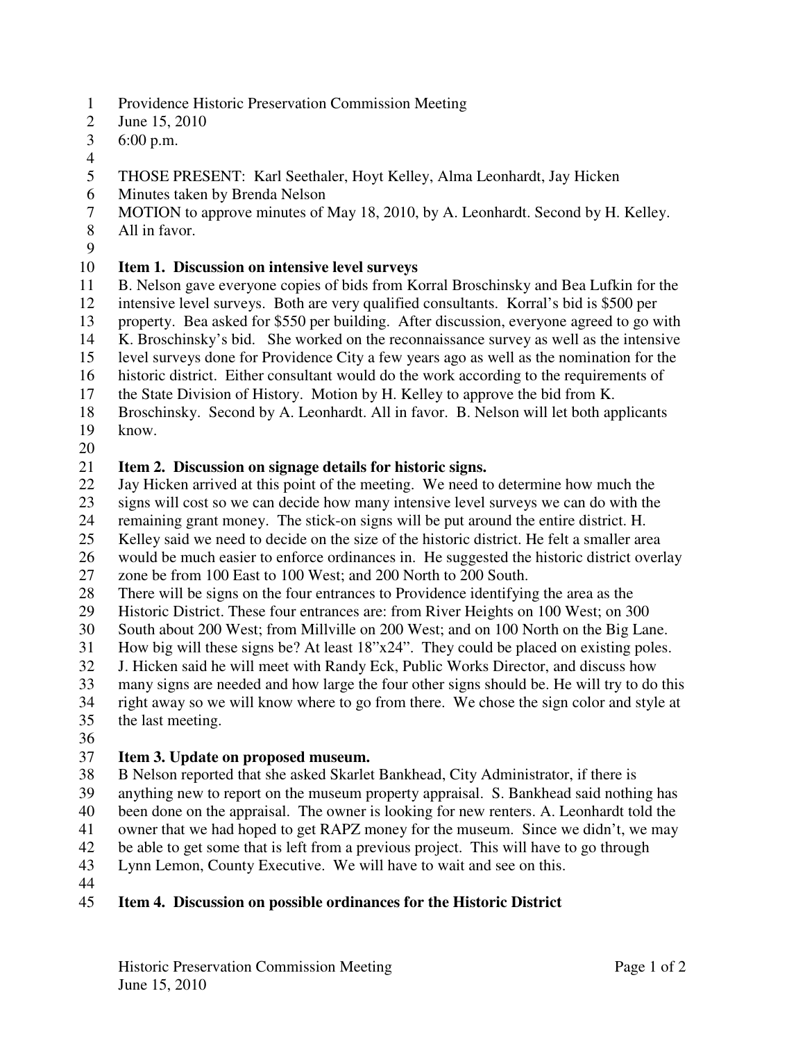Providence Historic Preservation Commission Meeting
June 15, 2010
6:00 p.m.

THOSE PRESENT: Karl Seethaler, Hoyt Kelley, Alma Leonhardt, Jay Hicken
Minutes taken by Brenda Nelson
MOTION to approve minutes of May 18, 2010, by A. Leonhardt. Second by H. Kelley. All in favor.

**Item 1. Discussion on intensive level surveys**

B. Nelson gave everyone copies of bids from Korral Broschinsky and Bea Lufkin for the intensive level surveys. Both are very qualified consultants. Korral's bid is $500 per property. Bea asked for $550 per building. After discussion, everyone agreed to go with K. Broschinsky's bid. She worked on the reconnaissance survey as well as the intensive level surveys done for Providence City a few years ago as well as the nomination for the historic district. Either consultant would do the work according to the requirements of the State Division of History. Motion by H. Kelley to approve the bid from K. Broschinsky. Second by A. Leonhardt. All in favor. B. Nelson will let both applicants know.

**Item 2. Discussion on signage details for historic signs.**

Jay Hicken arrived at this point of the meeting. We need to determine how much the signs will cost so we can decide how many intensive level surveys we can do with the remaining grant money. The stick-on signs will be put around the entire district. H. Kelley said we need to decide on the size of the historic district. He felt a smaller area would be much easier to enforce ordinances in. He suggested the historic district overlay zone be from 100 East to 100 West; and 200 North to 200 South.
There will be signs on the four entrances to Providence identifying the area as the Historic District. These four entrances are: from River Heights on 100 West; on 300 South about 200 West; from Millville on 200 West; and on 100 North on the Big Lane. How big will these signs be? At least 18"x24". They could be placed on existing poles. J. Hicken said he will meet with Randy Eck, Public Works Director, and discuss how many signs are needed and how large the four other signs should be. He will try to do this right away so we will know where to go from there. We chose the sign color and style at the last meeting.

**Item 3. Update on proposed museum.**

B Nelson reported that she asked Skarlet Bankhead, City Administrator, if there is anything new to report on the museum property appraisal. S. Bankhead said nothing has been done on the appraisal. The owner is looking for new renters. A. Leonhardt told the owner that we had hoped to get RAPZ money for the museum. Since we didn't, we may be able to get some that is left from a previous project. This will have to go through Lynn Lemon, County Executive. We will have to wait and see on this.

**Item 4. Discussion on possible ordinances for the Historic District**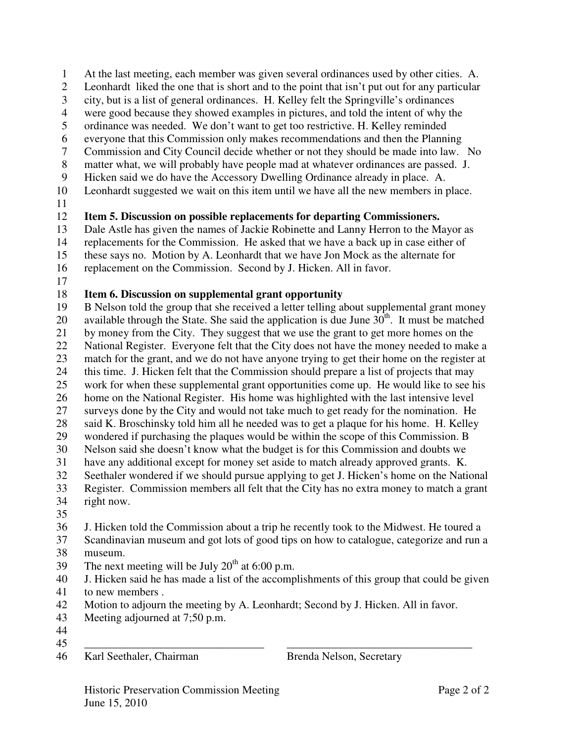At the last meeting, each member was given several ordinances used by other cities. A. Leonhardt liked the one that is short and to the point that isn't put out for any particular city, but is a list of general ordinances. H. Kelley felt the Springville's ordinances were good because they showed examples in pictures, and told the intent of why the ordinance was needed. We don't want to get too restrictive. H. Kelley reminded everyone that this Commission only makes recommendations and then the Planning Commission and City Council decide whether or not they should be made into law. No matter what, we will probably have people mad at whatever ordinances are passed. J. Hicken said we do have the Accessory Dwelling Ordinance already in place. A. Leonhardt suggested we wait on this item until we have all the new members in place.

**Item 5. Discussion on possible replacements for departing Commissioners.**

Dale Astle has given the names of Jackie Robinette and Lanny Herron to the Mayor as replacements for the Commission. He asked that we have a back up in case either of these says no. Motion by A. Leonhardt that we have Jon Mock as the alternate for replacement on the Commission. Second by J. Hicken. All in favor.

**Item 6. Discussion on supplemental grant opportunity**

B Nelson told the group that she received a letter telling about supplemental grant money available through the State. She said the application is due June 30th. It must be matched by money from the City. They suggest that we use the grant to get more homes on the National Register. Everyone felt that the City does not have the money needed to make a match for the grant, and we do not have anyone trying to get their home on the register at this time. J. Hicken felt that the Commission should prepare a list of projects that may work for when these supplemental grant opportunities come up. He would like to see his home on the National Register. His home was highlighted with the last intensive level surveys done by the City and would not take much to get ready for the nomination. He said K. Broschinsky told him all he needed was to get a plaque for his home. H. Kelley wondered if purchasing the plaques would be within the scope of this Commission. B Nelson said she doesn't know what the budget is for this Commission and doubts we have any additional except for money set aside to match already approved grants. K. Seethaler wondered if we should pursue applying to get J. Hicken's home on the National Register. Commission members all felt that the City has no extra money to match a grant right now.

J. Hicken told the Commission about a trip he recently took to the Midwest. He toured a Scandinavian museum and got lots of good tips on how to catalogue, categorize and run a museum.

The next meeting will be July 20th at 6:00 p.m.

J. Hicken said he has made a list of the accomplishments of this group that could be given to new members .

Motion to adjourn the meeting by A. Leonhardt; Second by J. Hicken. All in favor.

Meeting adjourned at 7;50 p.m.

\_\_\_\_\_\_\_\_\_\_\_\_\_\_\_\_\_\_\_\_\_\_\_\_\_\_\_\_\_\_\_\_ \_\_\_\_\_\_\_\_\_\_\_\_\_\_\_\_\_\_\_\_\_\_\_\_\_\_\_\_\_\_\_\_

Karl Seethaler, Chairman Brenda Nelson, Secretary